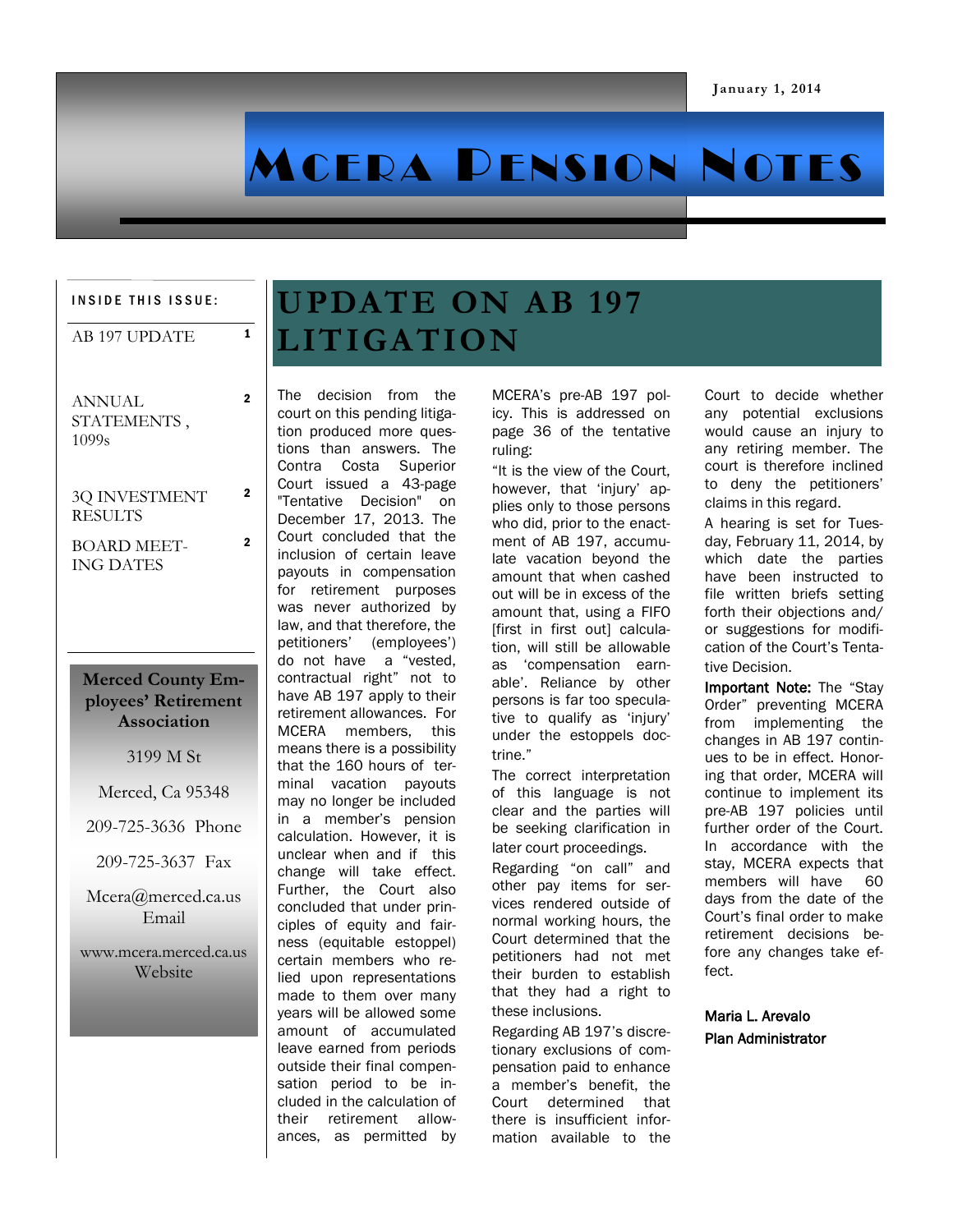January 1, 2014

# MCERA Pension Notes

**INSIDE THIS ISSUE:**

| | |
|---|---|
| AB 197 UPDATE | 1 |
| ANNUAL STATEMENTS , 1099s | 2 |
| 3Q INVESTMENT RESULTS | 2 |
| BOARD MEETING DATES | 2 |

**Merced County Employees' Retirement Association**

3199 M St

Merced, Ca 95348

209-725-3636 Phone

209-725-3637 Fax

Mcera@merced.ca.us Email

www.mcera.merced.ca.us Website

## UPDATE ON AB 197 LITIGATION

The decision from the court on this pending litigation produced more questions than answers. The Contra Costa Superior Court issued a 43-page "Tentative Decision" on December 17, 2013. The Court concluded that the inclusion of certain leave payouts in compensation for retirement purposes was never authorized by law, and that therefore, the petitioners' (employees') do not have a "vested, contractual right" not to have AB 197 apply to their retirement allowances. For MCERA members, this means there is a possibility that the 160 hours of terminal vacation payouts may no longer be included in a member's pension calculation. However, it is unclear when and if this change will take effect. Further, the Court also concluded that under principles of equity and fairness (equitable estoppel) certain members who relied upon representations made to them over many years will be allowed some amount of accumulated leave earned from periods outside their final compensation period to be included in the calculation of their retirement allowances, as permitted by MCERA's pre-AB 197 policy. This is addressed on page 36 of the tentative ruling:

"It is the view of the Court, however, that 'injury' applies only to those persons who did, prior to the enactment of AB 197, accumulate vacation beyond the amount that when cashed out will be in excess of the amount that, using a FIFO [first in first out] calculation, will still be allowable as 'compensation earnable'. Reliance by other persons is far too speculative to qualify as 'injury' under the estoppels doctrine."

The correct interpretation of this language is not clear and the parties will be seeking clarification in later court proceedings.

Regarding "on call" and other pay items for services rendered outside of normal working hours, the Court determined that the petitioners had not met their burden to establish that they had a right to these inclusions.

Regarding AB 197's discretionary exclusions of compensation paid to enhance a member's benefit, the Court determined that there is insufficient information available to the Court to decide whether any potential exclusions would cause an injury to any retiring member. The court is therefore inclined to deny the petitioners' claims in this regard.

A hearing is set for Tuesday, February 11, 2014, by which date the parties have been instructed to file written briefs setting forth their objections and/or suggestions for modification of the Court's Tentative Decision.

**Important Note:** The "Stay Order" preventing MCERA from implementing the changes in AB 197 continues to be in effect. Honoring that order, MCERA will continue to implement its pre-AB 197 policies until further order of the Court. In accordance with the stay, MCERA expects that members will have 60 days from the date of the Court's final order to make retirement decisions before any changes take effect.

**Maria L. Arevalo**
**Plan Administrator**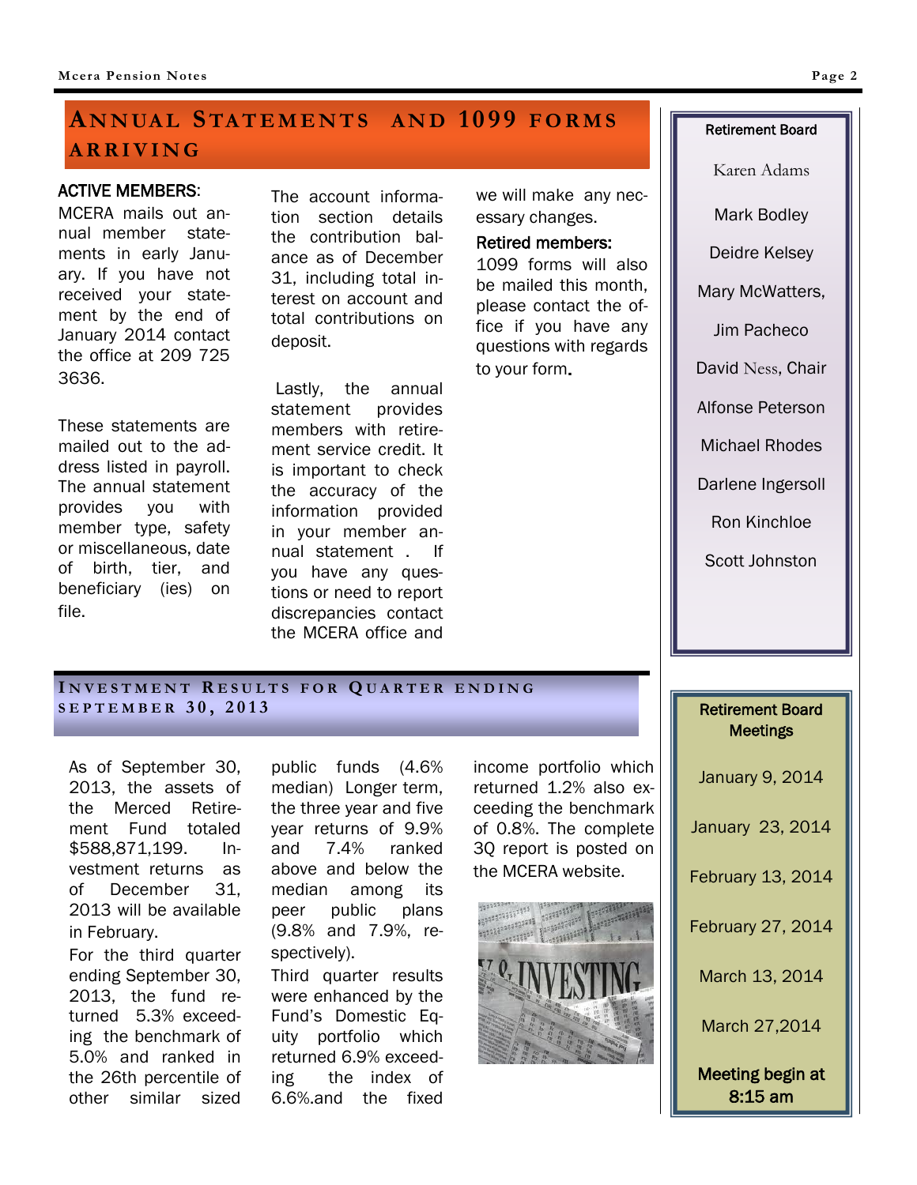## Annual Statements and 1099 forms arriving

**ACTIVE MEMBERS:**

MCERA mails out annual member statements in early January. If you have not received your statement by the end of January 2014 contact the office at 209 725 3636.

These statements are mailed out to the address listed in payroll. The annual statement provides you with member type, safety or miscellaneous, date of birth, tier, and beneficiary (ies) on file.

The account information section details the contribution balance as of December 31, including total interest on account and total contributions on deposit.

Lastly, the annual statement provides members with retirement service credit. It is important to check the accuracy of the information provided in your member annual statement . If you have any questions or need to report discrepancies contact the MCERA office and we will make any necessary changes.

**Retired members:**

1099 forms will also be mailed this month, please contact the office if you have any questions with regards to your form.

## Investment Results for Quarter ending september 30, 2013

As of September 30, 2013, the assets of the Merced Retirement Fund totaled $588,871,199. Investment returns as of December 31, 2013 will be available in February.

For the third quarter ending September 30, 2013, the fund returned 5.3% exceeding the benchmark of 5.0% and ranked in the 26th percentile of other similar sized public funds (4.6% median) Longer term, the three year and five year returns of 9.9% and 7.4% ranked above and below the median among its peer public plans (9.8% and 7.9%, respectively).

Third quarter results were enhanced by the Fund's Domestic Equity portfolio which returned 6.9% exceeding the index of 6.6%.and the fixed income portfolio which returned 1.2% also exceeding the benchmark of 0.8%. The complete 3Q report is posted on the MCERA website.

**Retirement Board**

Karen Adams

Mark Bodley

Deidre Kelsey

Mary McWatters,

Jim Pacheco

David Ness, Chair

Alfonse Peterson

Michael Rhodes

Darlene Ingersoll

Ron Kinchloe

Scott Johnston

**Retirement Board Meetings**

January 9, 2014

January 23, 2014

February 13, 2014

February 27, 2014

March 13, 2014

March 27,2014

**Meeting begin at 8:15 am**